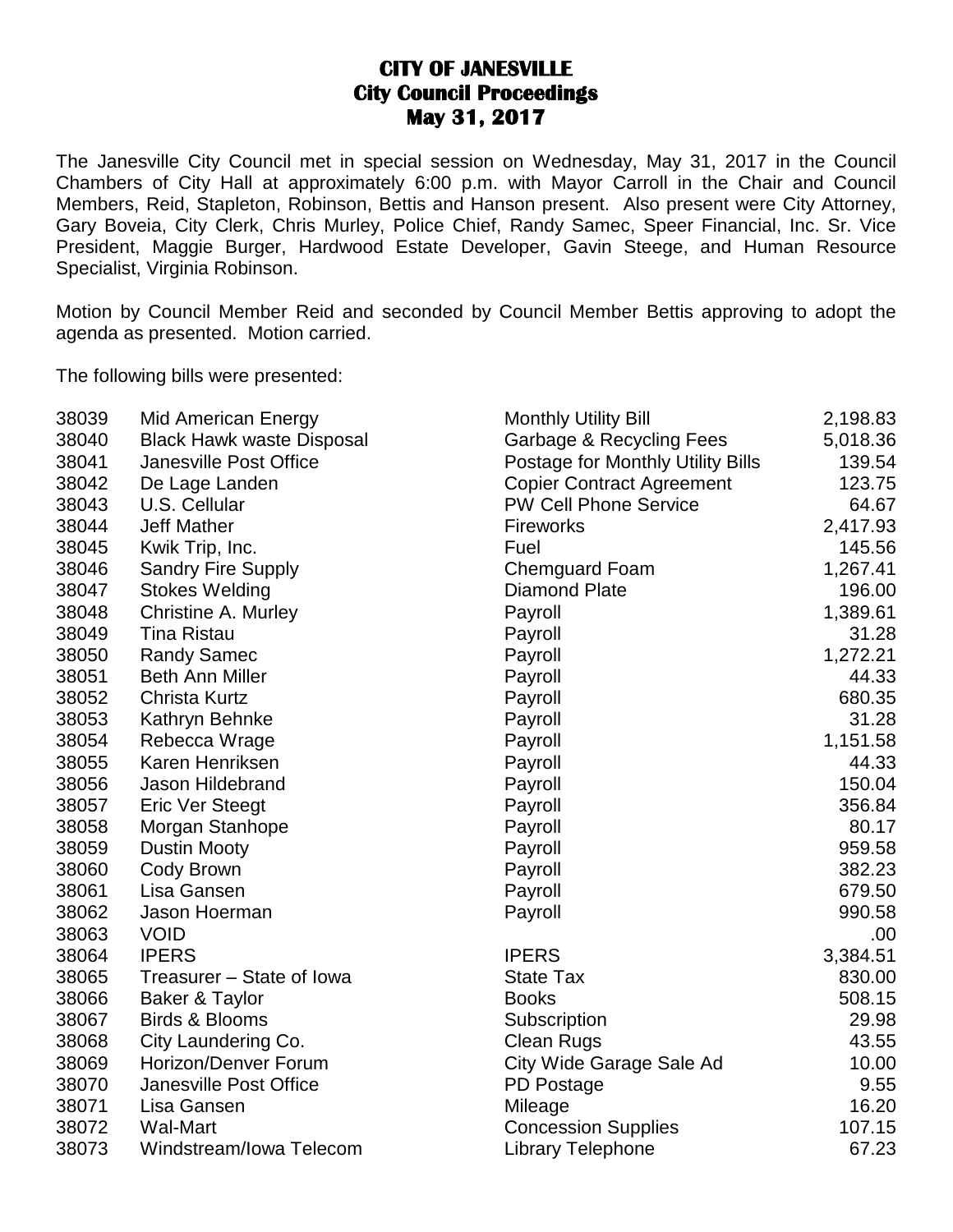# CITY OF JANESVILLE
## City Council Proceedings
## May 31, 2017

The Janesville City Council met in special session on Wednesday, May 31, 2017 in the Council Chambers of City Hall at approximately 6:00 p.m. with Mayor Carroll in the Chair and Council Members, Reid, Stapleton, Robinson, Bettis and Hanson present. Also present were City Attorney, Gary Boveia, City Clerk, Chris Murley, Police Chief, Randy Samec, Speer Financial, Inc. Sr. Vice President, Maggie Burger, Hardwood Estate Developer, Gavin Steege, and Human Resource Specialist, Virginia Robinson.

Motion by Council Member Reid and seconded by Council Member Bettis approving to adopt the agenda as presented. Motion carried.

The following bills were presented:

| | | | |
|---|---|---|---|
| 38039 | Mid American Energy | Monthly Utility Bill | 2,198.83 |
| 38040 | Black Hawk waste Disposal | Garbage & Recycling Fees | 5,018.36 |
| 38041 | Janesville Post Office | Postage for Monthly Utility Bills | 139.54 |
| 38042 | De Lage Landen | Copier Contract Agreement | 123.75 |
| 38043 | U.S. Cellular | PW Cell Phone Service | 64.67 |
| 38044 | Jeff Mather | Fireworks | 2,417.93 |
| 38045 | Kwik Trip, Inc. | Fuel | 145.56 |
| 38046 | Sandry Fire Supply | Chemguard Foam | 1,267.41 |
| 38047 | Stokes Welding | Diamond Plate | 196.00 |
| 38048 | Christine A. Murley | Payroll | 1,389.61 |
| 38049 | Tina Ristau | Payroll | 31.28 |
| 38050 | Randy Samec | Payroll | 1,272.21 |
| 38051 | Beth Ann Miller | Payroll | 44.33 |
| 38052 | Christa Kurtz | Payroll | 680.35 |
| 38053 | Kathryn Behnke | Payroll | 31.28 |
| 38054 | Rebecca Wrage | Payroll | 1,151.58 |
| 38055 | Karen Henriksen | Payroll | 44.33 |
| 38056 | Jason Hildebrand | Payroll | 150.04 |
| 38057 | Eric Ver Steegt | Payroll | 356.84 |
| 38058 | Morgan Stanhope | Payroll | 80.17 |
| 38059 | Dustin Mooty | Payroll | 959.58 |
| 38060 | Cody Brown | Payroll | 382.23 |
| 38061 | Lisa Gansen | Payroll | 679.50 |
| 38062 | Jason Hoerman | Payroll | 990.58 |
| 38063 | VOID | | .00 |
| 38064 | IPERS | IPERS | 3,384.51 |
| 38065 | Treasurer – State of Iowa | State Tax | 830.00 |
| 38066 | Baker & Taylor | Books | 508.15 |
| 38067 | Birds & Blooms | Subscription | 29.98 |
| 38068 | City Laundering Co. | Clean Rugs | 43.55 |
| 38069 | Horizon/Denver Forum | City Wide Garage Sale Ad | 10.00 |
| 38070 | Janesville Post Office | PD Postage | 9.55 |
| 38071 | Lisa Gansen | Mileage | 16.20 |
| 38072 | Wal-Mart | Concession Supplies | 107.15 |
| 38073 | Windstream/Iowa Telecom | Library Telephone | 67.23 |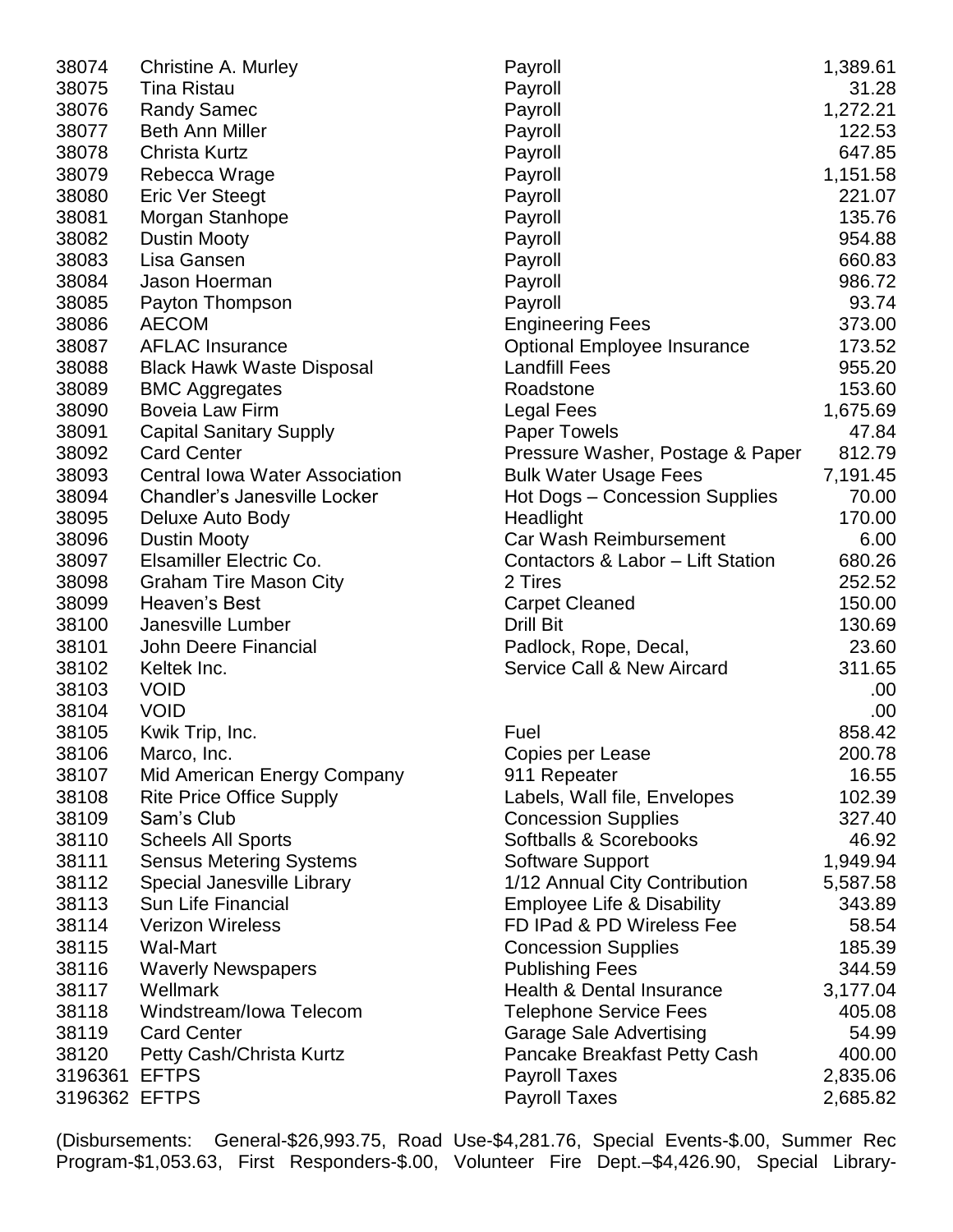| | | | |
|---|---|---|---|
| 38074 | Christine A. Murley | Payroll | 1,389.61 |
| 38075 | Tina Ristau | Payroll | 31.28 |
| 38076 | Randy Samec | Payroll | 1,272.21 |
| 38077 | Beth Ann Miller | Payroll | 122.53 |
| 38078 | Christa Kurtz | Payroll | 647.85 |
| 38079 | Rebecca Wrage | Payroll | 1,151.58 |
| 38080 | Eric Ver Steegt | Payroll | 221.07 |
| 38081 | Morgan Stanhope | Payroll | 135.76 |
| 38082 | Dustin Mooty | Payroll | 954.88 |
| 38083 | Lisa Gansen | Payroll | 660.83 |
| 38084 | Jason Hoerman | Payroll | 986.72 |
| 38085 | Payton Thompson | Payroll | 93.74 |
| 38086 | AECOM | Engineering Fees | 373.00 |
| 38087 | AFLAC Insurance | Optional Employee Insurance | 173.52 |
| 38088 | Black Hawk Waste Disposal | Landfill Fees | 955.20 |
| 38089 | BMC Aggregates | Roadstone | 153.60 |
| 38090 | Boveia Law Firm | Legal Fees | 1,675.69 |
| 38091 | Capital Sanitary Supply | Paper Towels | 47.84 |
| 38092 | Card Center | Pressure Washer, Postage & Paper | 812.79 |
| 38093 | Central Iowa Water Association | Bulk Water Usage Fees | 7,191.45 |
| 38094 | Chandler's Janesville Locker | Hot Dogs – Concession Supplies | 70.00 |
| 38095 | Deluxe Auto Body | Headlight | 170.00 |
| 38096 | Dustin Mooty | Car Wash Reimbursement | 6.00 |
| 38097 | Elsamiller Electric Co. | Contactors & Labor – Lift Station | 680.26 |
| 38098 | Graham Tire Mason City | 2 Tires | 252.52 |
| 38099 | Heaven's Best | Carpet Cleaned | 150.00 |
| 38100 | Janesville Lumber | Drill Bit | 130.69 |
| 38101 | John Deere Financial | Padlock, Rope, Decal, | 23.60 |
| 38102 | Keltek Inc. | Service Call & New Aircard | 311.65 |
| 38103 | VOID | | .00 |
| 38104 | VOID | | .00 |
| 38105 | Kwik Trip, Inc. | Fuel | 858.42 |
| 38106 | Marco, Inc. | Copies per Lease | 200.78 |
| 38107 | Mid American Energy Company | 911 Repeater | 16.55 |
| 38108 | Rite Price Office Supply | Labels, Wall file, Envelopes | 102.39 |
| 38109 | Sam's Club | Concession Supplies | 327.40 |
| 38110 | Scheels All Sports | Softballs & Scorebooks | 46.92 |
| 38111 | Sensus Metering Systems | Software Support | 1,949.94 |
| 38112 | Special Janesville Library | 1/12 Annual City Contribution | 5,587.58 |
| 38113 | Sun Life Financial | Employee Life & Disability | 343.89 |
| 38114 | Verizon Wireless | FD IPad & PD Wireless Fee | 58.54 |
| 38115 | Wal-Mart | Concession Supplies | 185.39 |
| 38116 | Waverly Newspapers | Publishing Fees | 344.59 |
| 38117 | Wellmark | Health & Dental Insurance | 3,177.04 |
| 38118 | Windstream/Iowa Telecom | Telephone Service Fees | 405.08 |
| 38119 | Card Center | Garage Sale Advertising | 54.99 |
| 38120 | Petty Cash/Christa Kurtz | Pancake Breakfast Petty Cash | 400.00 |
| 3196361 | EFTPS | Payroll Taxes | 2,835.06 |
| 3196362 | EFTPS | Payroll Taxes | 2,685.82 |

(Disbursements: General-$26,993.75, Road Use-$4,281.76, Special Events-$.00, Summer Rec Program-$1,053.63, First Responders-$.00, Volunteer Fire Dept.–$4,426.90, Special Library-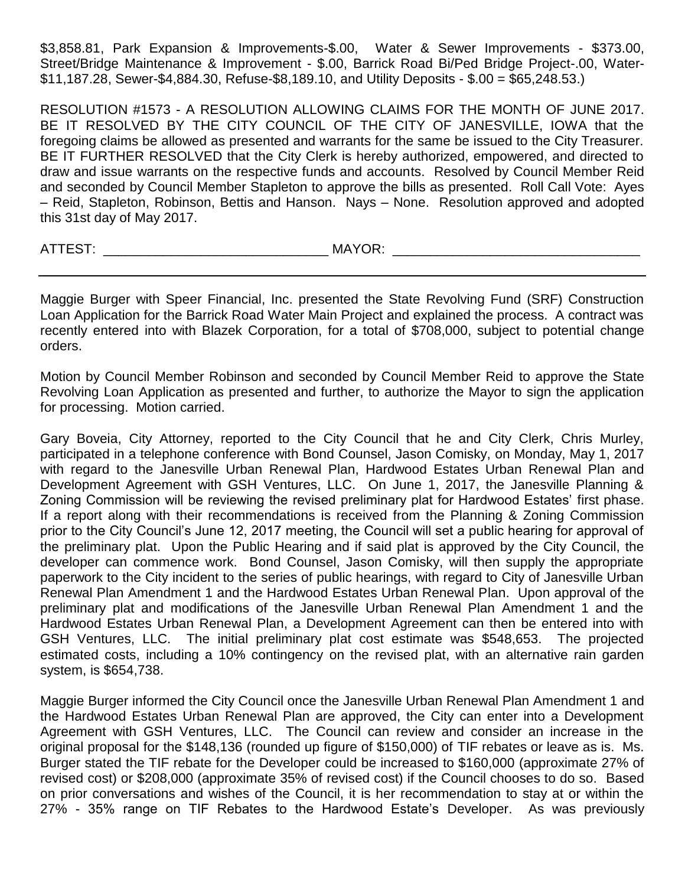$3,858.81, Park Expansion & Improvements-$.00, Water & Sewer Improvements - $373.00, Street/Bridge Maintenance & Improvement - $.00, Barrick Road Bi/Ped Bridge Project-.00, Water-$11,187.28, Sewer-$4,884.30, Refuse-$8,189.10, and Utility Deposits - $.00 = $65,248.53.)

RESOLUTION #1573 - A RESOLUTION ALLOWING CLAIMS FOR THE MONTH OF JUNE 2017. BE IT RESOLVED BY THE CITY COUNCIL OF THE CITY OF JANESVILLE, IOWA that the foregoing claims be allowed as presented and warrants for the same be issued to the City Treasurer. BE IT FURTHER RESOLVED that the City Clerk is hereby authorized, empowered, and directed to draw and issue warrants on the respective funds and accounts. Resolved by Council Member Reid and seconded by Council Member Stapleton to approve the bills as presented. Roll Call Vote: Ayes – Reid, Stapleton, Robinson, Bettis and Hanson. Nays – None. Resolution approved and adopted this 31st day of May 2017.

ATTEST: ______________________________ MAYOR: ________________________________

---

Maggie Burger with Speer Financial, Inc. presented the State Revolving Fund (SRF) Construction Loan Application for the Barrick Road Water Main Project and explained the process. A contract was recently entered into with Blazek Corporation, for a total of $708,000, subject to potential change orders.

Motion by Council Member Robinson and seconded by Council Member Reid to approve the State Revolving Loan Application as presented and further, to authorize the Mayor to sign the application for processing. Motion carried.

Gary Boveia, City Attorney, reported to the City Council that he and City Clerk, Chris Murley, participated in a telephone conference with Bond Counsel, Jason Comisky, on Monday, May 1, 2017 with regard to the Janesville Urban Renewal Plan, Hardwood Estates Urban Renewal Plan and Development Agreement with GSH Ventures, LLC. On June 1, 2017, the Janesville Planning & Zoning Commission will be reviewing the revised preliminary plat for Hardwood Estates' first phase. If a report along with their recommendations is received from the Planning & Zoning Commission prior to the City Council's June 12, 2017 meeting, the Council will set a public hearing for approval of the preliminary plat. Upon the Public Hearing and if said plat is approved by the City Council, the developer can commence work. Bond Counsel, Jason Comisky, will then supply the appropriate paperwork to the City incident to the series of public hearings, with regard to City of Janesville Urban Renewal Plan Amendment 1 and the Hardwood Estates Urban Renewal Plan. Upon approval of the preliminary plat and modifications of the Janesville Urban Renewal Plan Amendment 1 and the Hardwood Estates Urban Renewal Plan, a Development Agreement can then be entered into with GSH Ventures, LLC. The initial preliminary plat cost estimate was $548,653. The projected estimated costs, including a 10% contingency on the revised plat, with an alternative rain garden system, is $654,738.

Maggie Burger informed the City Council once the Janesville Urban Renewal Plan Amendment 1 and the Hardwood Estates Urban Renewal Plan are approved, the City can enter into a Development Agreement with GSH Ventures, LLC. The Council can review and consider an increase in the original proposal for the $148,136 (rounded up figure of $150,000) of TIF rebates or leave as is. Ms. Burger stated the TIF rebate for the Developer could be increased to $160,000 (approximate 27% of revised cost) or $208,000 (approximate 35% of revised cost) if the Council chooses to do so. Based on prior conversations and wishes of the Council, it is her recommendation to stay at or within the 27% - 35% range on TIF Rebates to the Hardwood Estate's Developer. As was previously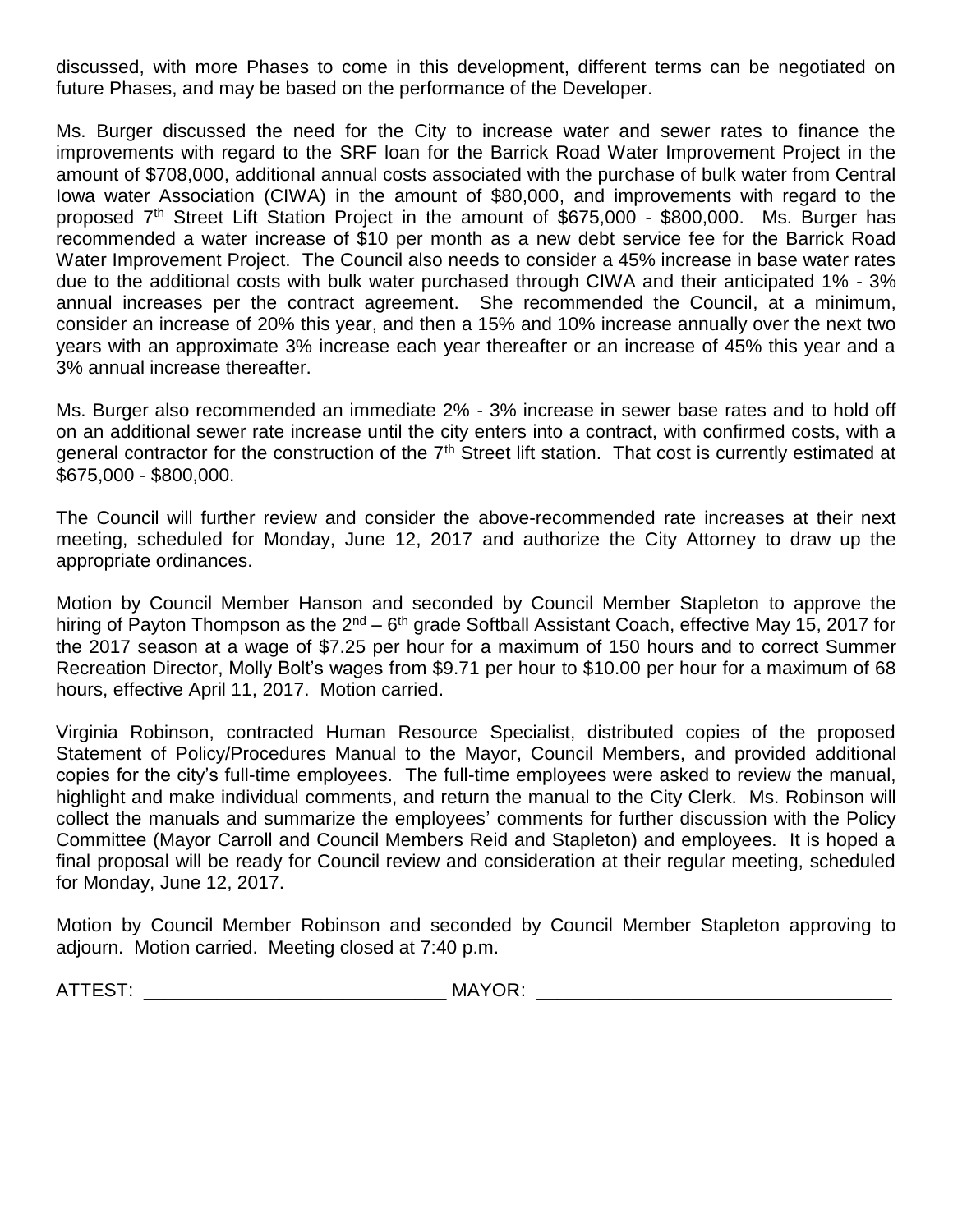discussed, with more Phases to come in this development, different terms can be negotiated on future Phases, and may be based on the performance of the Developer.

Ms. Burger discussed the need for the City to increase water and sewer rates to finance the improvements with regard to the SRF loan for the Barrick Road Water Improvement Project in the amount of $708,000, additional annual costs associated with the purchase of bulk water from Central Iowa water Association (CIWA) in the amount of $80,000, and improvements with regard to the proposed 7th Street Lift Station Project in the amount of $675,000 - $800,000. Ms. Burger has recommended a water increase of $10 per month as a new debt service fee for the Barrick Road Water Improvement Project. The Council also needs to consider a 45% increase in base water rates due to the additional costs with bulk water purchased through CIWA and their anticipated 1% - 3% annual increases per the contract agreement. She recommended the Council, at a minimum, consider an increase of 20% this year, and then a 15% and 10% increase annually over the next two years with an approximate 3% increase each year thereafter or an increase of 45% this year and a 3% annual increase thereafter.

Ms. Burger also recommended an immediate 2% - 3% increase in sewer base rates and to hold off on an additional sewer rate increase until the city enters into a contract, with confirmed costs, with a general contractor for the construction of the 7th Street lift station. That cost is currently estimated at $675,000 - $800,000.

The Council will further review and consider the above-recommended rate increases at their next meeting, scheduled for Monday, June 12, 2017 and authorize the City Attorney to draw up the appropriate ordinances.

Motion by Council Member Hanson and seconded by Council Member Stapleton to approve the hiring of Payton Thompson as the 2nd – 6th grade Softball Assistant Coach, effective May 15, 2017 for the 2017 season at a wage of $7.25 per hour for a maximum of 150 hours and to correct Summer Recreation Director, Molly Bolt's wages from $9.71 per hour to $10.00 per hour for a maximum of 68 hours, effective April 11, 2017. Motion carried.

Virginia Robinson, contracted Human Resource Specialist, distributed copies of the proposed Statement of Policy/Procedures Manual to the Mayor, Council Members, and provided additional copies for the city's full-time employees. The full-time employees were asked to review the manual, highlight and make individual comments, and return the manual to the City Clerk. Ms. Robinson will collect the manuals and summarize the employees' comments for further discussion with the Policy Committee (Mayor Carroll and Council Members Reid and Stapleton) and employees. It is hoped a final proposal will be ready for Council review and consideration at their regular meeting, scheduled for Monday, June 12, 2017.

Motion by Council Member Robinson and seconded by Council Member Stapleton approving to adjourn. Motion carried. Meeting closed at 7:40 p.m.

ATTEST: ______________________________ MAYOR: ___________________________________